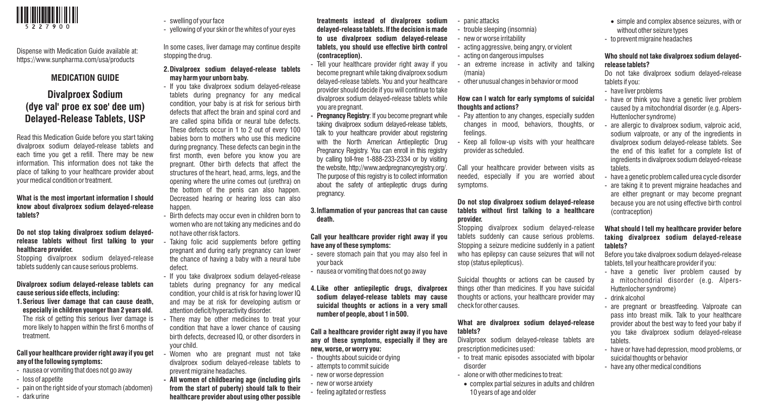5227900

Dispense with Medication Guide available at: https://www.sunpharma.com/usa/products

## MEDICATION GUIDE

# Divalproex Sodium (dye val' proe ex soe' dee um) Delayed-Release Tablets, USP

Read this Medication Guide before you start taking divalproex sodium delayed-release tablets and each time you get a refill. There may be new information. This information does not take the place of talking to your healthcare provider about your medical condition or treatment.

### What is the most important information I should know about divalproex sodium delayed-release tablets?

**Do not stop taking divalproex sodium delayed-release tablets without first talking to your healthcare provider.**

Stopping divalproex sodium delayed-release tablets suddenly can cause serious problems.

**Divalproex sodium delayed-release tablets can cause serious side effects, including:**

**1. Serious liver damage that can cause death, especially in children younger than 2 years old.** The risk of getting this serious liver damage is more likely to happen within the first 6 months of treatment.

**Call your healthcare provider right away if you get any of the following symptoms:**

- nausea or vomiting that does not go away
- loss of appetite
- pain on the right side of your stomach (abdomen)
- dark urine
- swelling of your face
- yellowing of your skin or the whites of your eyes

In some cases, liver damage may continue despite stopping the drug.

**2. Divalproex sodium delayed-release tablets may harm your unborn baby.**

- If you take divalproex sodium delayed-release tablets during pregnancy for any medical condition, your baby is at risk for serious birth defects that affect the brain and spinal cord and are called spina bifida or neural tube defects. These defects occur in 1 to 2 out of every 100 babies born to mothers who use this medicine during pregnancy. These defects can begin in the first month, even before you know you are pregnant. Other birth defects that affect the structures of the heart, head, arms, legs, and the opening where the urine comes out (urethra) on the bottom of the penis can also happen. Decreased hearing or hearing loss can also happen.
- Birth defects may occur even in children born to women who are not taking any medicines and do not have other risk factors.
- Taking folic acid supplements before getting pregnant and during early pregnancy can lower the chance of having a baby with a neural tube defect.
- If you take divalproex sodium delayed-release tablets during pregnancy for any medical condition, your child is at risk for having lower IQ and may be at risk for developing autism or attention deficit/hyperactivity disorder.
- There may be other medicines to treat your condition that have a lower chance of causing birth defects, decreased IQ, or other disorders in your child.
- Women who are pregnant must not take divalproex sodium delayed-release tablets to prevent migraine headaches.
- **All women of childbearing age (including girls from the start of puberty) should talk to their healthcare provider about using other possible treatments instead of divalproex sodium delayed-release tablets. If the decision is made to use divalproex sodium delayed-release tablets, you should use effective birth control (contraception).**
- Tell your healthcare provider right away if you become pregnant while taking divalproex sodium delayed-release tablets. You and your healthcare provider should decide if you will continue to take divalproex sodium delayed-release tablets while you are pregnant.
- **Pregnancy Registry**: If you become pregnant while taking divalproex sodium delayed-release tablets, talk to your healthcare provider about registering with the North American Antiepileptic Drug Pregnancy Registry. You can enroll in this registry by calling toll-free 1-888-233-2334 or by visiting the website, http://www.aedpregnancyregistry.org/. The purpose of this registry is to collect information about the safety of antiepileptic drugs during pregnancy.

**3. Inflammation of your pancreas that can cause death.**

**Call your healthcare provider right away if you have any of these symptoms:**

- severe stomach pain that you may also feel in your back
- nausea or vomiting that does not go away

**4. Like other antiepileptic drugs, divalproex sodium delayed-release tablets may cause suicidal thoughts or actions in a very small number of people, about 1 in 500.**

**Call a healthcare provider right away if you have any of these symptoms, especially if they are new, worse, or worry you:**

- thoughts about suicide or dying
- attempts to commit suicide
- new or worse depression
- new or worse anxiety
- feeling agitated or restless
- panic attacks
- trouble sleeping (insomnia)
- new or worse irritability
- acting aggressive, being angry, or violent
- acting on dangerous impulses
- an extreme increase in activity and talking (mania)
- other unusual changes in behavior or mood

### How can I watch for early symptoms of suicidal thoughts and actions?

- Pay attention to any changes, especially sudden changes in mood, behaviors, thoughts, or feelings.
- Keep all follow-up visits with your healthcare provider as scheduled.

Call your healthcare provider between visits as needed, especially if you are worried about symptoms.

**Do not stop divalproex sodium delayed-release tablets without first talking to a healthcare provider.**

Stopping divalproex sodium delayed-release tablets suddenly can cause serious problems. Stopping a seizure medicine suddenly in a patient who has epilepsy can cause seizures that will not stop (status epilepticus).

Suicidal thoughts or actions can be caused by things other than medicines. If you have suicidal thoughts or actions, your healthcare provider may check for other causes.

### What are divalproex sodium delayed-release tablets?

Divalproex sodium delayed-release tablets are prescription medicines used:

- to treat manic episodes associated with bipolar disorder
- alone or with other medicines to treat:
  - complex partial seizures in adults and children 10 years of age and older
  - simple and complex absence seizures, with or without other seizure types
- to prevent migraine headaches

### Who should not take divalproex sodium delayed-release tablets?

Do not take divalproex sodium delayed-release tablets if you:

- have liver problems
- have or think you have a genetic liver problem caused by a mitochondrial disorder (e.g. Alpers-Huttenlocher syndrome)
- are allergic to divalproex sodium, valproic acid, sodium valproate, or any of the ingredients in divalproex sodium delayed-release tablets. See the end of this leaflet for a complete list of ingredients in divalproex sodium delayed-release tablets.
- have a genetic problem called urea cycle disorder
- are taking it to prevent migraine headaches and are either pregnant or may become pregnant because you are not using effective birth control (contraception)

### What should I tell my healthcare provider before taking divalproex sodium delayed-release tablets?

Before you take divalproex sodium delayed-release tablets, tell your healthcare provider if you:

- have a genetic liver problem caused by a mitochondrial disorder (e.g. Alpers-Huttenlocher syndrome)
- drink alcohol
- are pregnant or breastfeeding. Valproate can pass into breast milk. Talk to your healthcare provider about the best way to feed your baby if you take divalproex sodium delayed-release tablets.
- have or have had depression, mood problems, or suicidal thoughts or behavior
- have any other medical conditions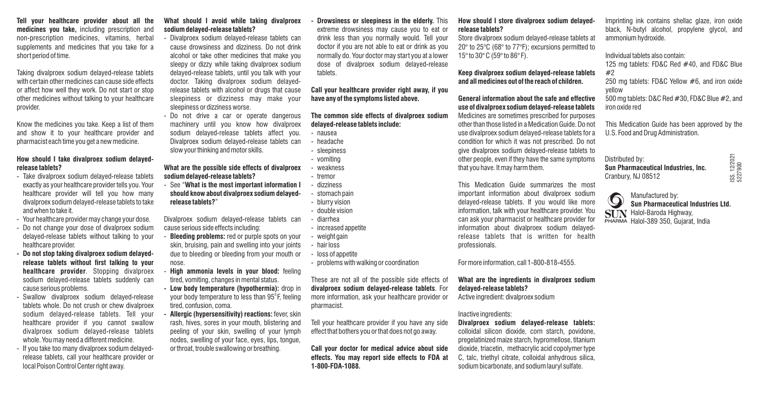**Tell your healthcare provider about all the medicines you take,** including prescription and non-prescription medicines, vitamins, herbal supplements and medicines that you take for a short period of time.

Taking divalproex sodium delayed-release tablets with certain other medicines can cause side effects or affect how well they work. Do not start or stop other medicines without talking to your healthcare provider.

Know the medicines you take. Keep a list of them and show it to your healthcare provider and pharmacist each time you get a new medicine.

**How should I take divalproex sodium delayed-release tablets?**

- Take divalproex sodium delayed-release tablets exactly as your healthcare provider tells you. Your healthcare provider will tell you how many divalproex sodium delayed-release tablets to take and when to take it.
- Your healthcare provider may change your dose.
- Do not change your dose of divalproex sodium delayed-release tablets without talking to your healthcare provider.
- **Do not stop taking divalproex sodium delayed-release tablets without first talking to your healthcare provider**. Stopping divalproex sodium delayed-release tablets suddenly can cause serious problems.
- Swallow divalproex sodium delayed-release tablets whole. Do not crush or chew divalproex sodium delayed-release tablets. Tell your healthcare provider if you cannot swallow divalproex sodium delayed-release tablets whole. You may need a different medicine.
- If you take too many divalproex sodium delayed-release tablets, call your healthcare provider or local Poison Control Center right away.

**What should I avoid while taking divalproex sodium delayed-release tablets?**

- Divalproex sodium delayed-release tablets can cause drowsiness and dizziness. Do not drink alcohol or take other medicines that make you sleepy or dizzy while taking divalproex sodium delayed-release tablets, until you talk with your doctor. Taking divalproex sodium delayed-release tablets with alcohol or drugs that cause sleepiness or dizziness may make your sleepiness or dizziness worse.
- Do not drive a car or operate dangerous machinery until you know how divalproex sodium delayed-release tablets affect you. Divalproex sodium delayed-release tablets can slow your thinking and motor skills.

**What are the possible side effects of divalproex sodium delayed-release tablets?**

- See "**What is the most important information I should know about divalproex sodium delayed-release tablets?**"

Divalproex sodium delayed-release tablets can cause serious side effects including:

- **Bleeding problems:** red or purple spots on your skin, bruising, pain and swelling into your joints due to bleeding or bleeding from your mouth or nose.
- **High ammonia levels in your blood:** feeling tired, vomiting, changes in mental status.
- **Low body temperature (hypothermia):** drop in your body temperature to less than 95°F, feeling tired, confusion, coma.
- **Allergic (hypersensitivity) reactions:** fever, skin rash, hives, sores in your mouth, blistering and peeling of your skin, swelling of your lymph nodes, swelling of your face, eyes, lips, tongue, or throat, trouble swallowing or breathing.
- **Drowsiness or sleepiness in the elderly.** This extreme drowsiness may cause you to eat or drink less than you normally would. Tell your doctor if you are not able to eat or drink as you normally do. Your doctor may start you at a lower dose of divalproex sodium delayed-release tablets.

**Call your healthcare provider right away, if you have any of the symptoms listed above.**

**The common side effects of divalproex sodium delayed-release tablets include:**

- nausea
- headache
- sleepiness
- vomiting
- weakness
- tremor
- dizziness
- stomach pain
- blurry vision
- double vision
- diarrhea
- increased appetite
- weight gain
- hair loss
- loss of appetite
- problems with walking or coordination

These are not all of the possible side effects of **divalproex sodium delayed-release tablets**. For more information, ask your healthcare provider or pharmacist.

Tell your healthcare provider if you have any side effect that bothers you or that does not go away.

**Call your doctor for medical advice about side effects. You may report side effects to FDA at 1-800-FDA-1088.**

**How should I store divalproex sodium delayed-release tablets?**

Store divalproex sodium delayed-release tablets at 20° to 25°C (68° to 77°F); excursions permitted to 15° to 30° C (59° to 86° F).

**Keep divalproex sodium delayed-release tablets and all medicines out of the reach of children.**

**General information about the safe and effective use of divalproex sodium delayed-release tablets**

Medicines are sometimes prescribed for purposes other than those listed in a Medication Guide. Do not use divalproex sodium delayed-release tablets for a condition for which it was not prescribed. Do not give divalproex sodium delayed-release tablets to other people, even if they have the same symptoms that you have. It may harm them.

This Medication Guide summarizes the most important information about divalproex sodium delayed-release tablets. If you would like more information, talk with your healthcare provider. You can ask your pharmacist or healthcare provider for information about divalproex sodium delayed-release tablets that is written for health professionals.

For more information, call 1-800-818-4555.

**What are the ingredients in divalproex sodium delayed-release tablets?**

Active ingredient: divalproex sodium

Inactive ingredients:

**Divalproex sodium delayed-release tablets:** colloidal silicon dioxide, corn starch, povidone, pregelatinized maize starch, hypromellose, titanium dioxide, triacetin, methacrylic acid copolymer type C, talc, triethyl citrate, colloidal anhydrous silica, sodium bicarbonate, and sodium lauryl sulfate.

Imprinting ink contains shellac glaze, iron oxide black, N-butyl alcohol, propylene glycol, and ammonium hydroxide.

Individual tablets also contain:

125 mg tablets: FD&C Red #40, and FD&C Blue #2

250 mg tablets: FD&C Yellow #6, and iron oxide yellow

500 mg tablets: D&C Red #30, FD&C Blue #2, and iron oxide red

This Medication Guide has been approved by the U.S. Food and Drug Administration.

Distributed by:
**Sun Pharmaceutical Industries, Inc.**
Cranbury, NJ 08512

ISS. 12/2021
5227900

Manufactured by:
**Sun Pharmaceutical Industries Ltd.**
Halol-Baroda Highway,
Halol-389 350, Gujarat, India